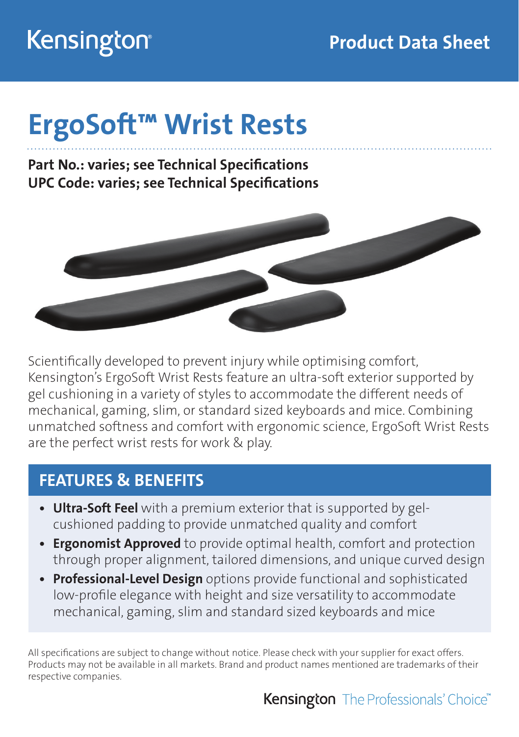Kensington

Product Data Sheet

# ErgoSoft™ Wrist Rests

**Part No.: varies; see Technical Specifications**
**UPC Code: varies; see Technical Specifications**

Scientifically developed to prevent injury while optimising comfort, Kensington's ErgoSoft Wrist Rests feature an ultra-soft exterior supported by gel cushioning in a variety of styles to accommodate the different needs of mechanical, gaming, slim, or standard sized keyboards and mice. Combining unmatched softness and comfort with ergonomic science, ErgoSoft Wrist Rests are the perfect wrist rests for work & play.

## FEATURES & BENEFITS

- **Ultra-Soft Feel** with a premium exterior that is supported by gel-cushioned padding to provide unmatched quality and comfort
- **Ergonomist Approved** to provide optimal health, comfort and protection through proper alignment, tailored dimensions, and unique curved design
- **Professional-Level Design** options provide functional and sophisticated low-profile elegance with height and size versatility to accommodate mechanical, gaming, slim and standard sized keyboards and mice

All specifications are subject to change without notice. Please check with your supplier for exact offers. Products may not be available in all markets. Brand and product names mentioned are trademarks of their respective companies.

Kensington The Professionals' Choice™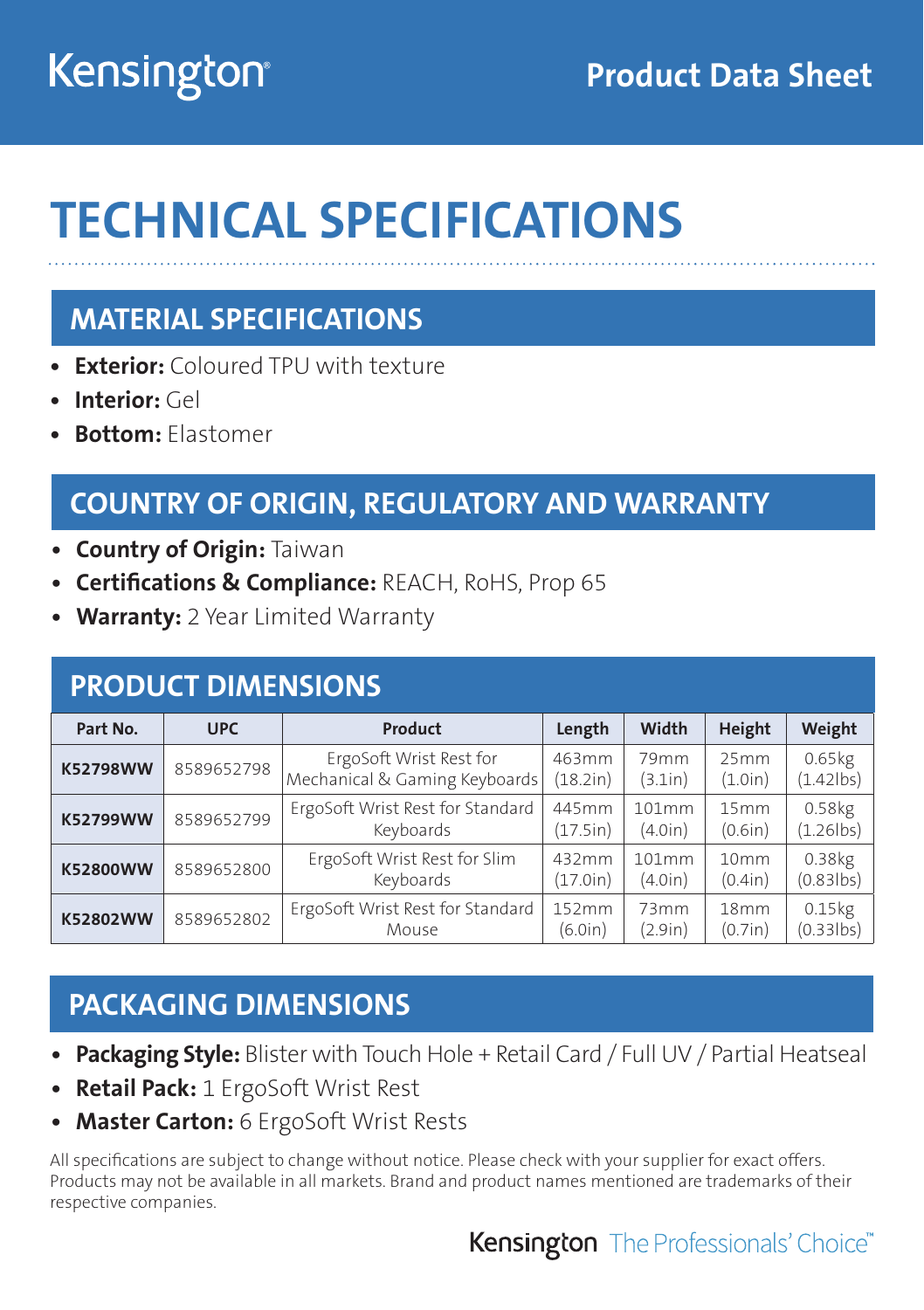Kensington

Product Data Sheet

# TECHNICAL SPECIFICATIONS

## MATERIAL SPECIFICATIONS

- **Exterior:** Coloured TPU with texture
- **Interior:** Gel
- **Bottom:** Elastomer

## COUNTRY OF ORIGIN, REGULATORY AND WARRANTY

- **Country of Origin:** Taiwan
- **Certifications & Compliance:** REACH, RoHS, Prop 65
- **Warranty:** 2 Year Limited Warranty

## PRODUCT DIMENSIONS

| Part No. | UPC | Product | Length | Width | Height | Weight |
|---|---|---|---|---|---|---|
| **K52798WW** | 8589652798 | ErgoSoft Wrist Rest for Mechanical & Gaming Keyboards | 463mm (18.2in) | 79mm (3.1in) | 25mm (1.0in) | 0.65kg (1.42lbs) |
| **K52799WW** | 8589652799 | ErgoSoft Wrist Rest for Standard Keyboards | 445mm (17.5in) | 101mm (4.0in) | 15mm (0.6in) | 0.58kg (1.26lbs) |
| **K52800WW** | 8589652800 | ErgoSoft Wrist Rest for Slim Keyboards | 432mm (17.0in) | 101mm (4.0in) | 10mm (0.4in) | 0.38kg (0.83lbs) |
| **K52802WW** | 8589652802 | ErgoSoft Wrist Rest for Standard Mouse | 152mm (6.0in) | 73mm (2.9in) | 18mm (0.7in) | 0.15kg (0.33lbs) |

## PACKAGING DIMENSIONS

- **Packaging Style:** Blister with Touch Hole + Retail Card / Full UV / Partial Heatseal
- **Retail Pack:** 1 ErgoSoft Wrist Rest
- **Master Carton:** 6 ErgoSoft Wrist Rests

All specifications are subject to change without notice. Please check with your supplier for exact offers. Products may not be available in all markets. Brand and product names mentioned are trademarks of their respective companies.

Kensington The Professionals' Choice™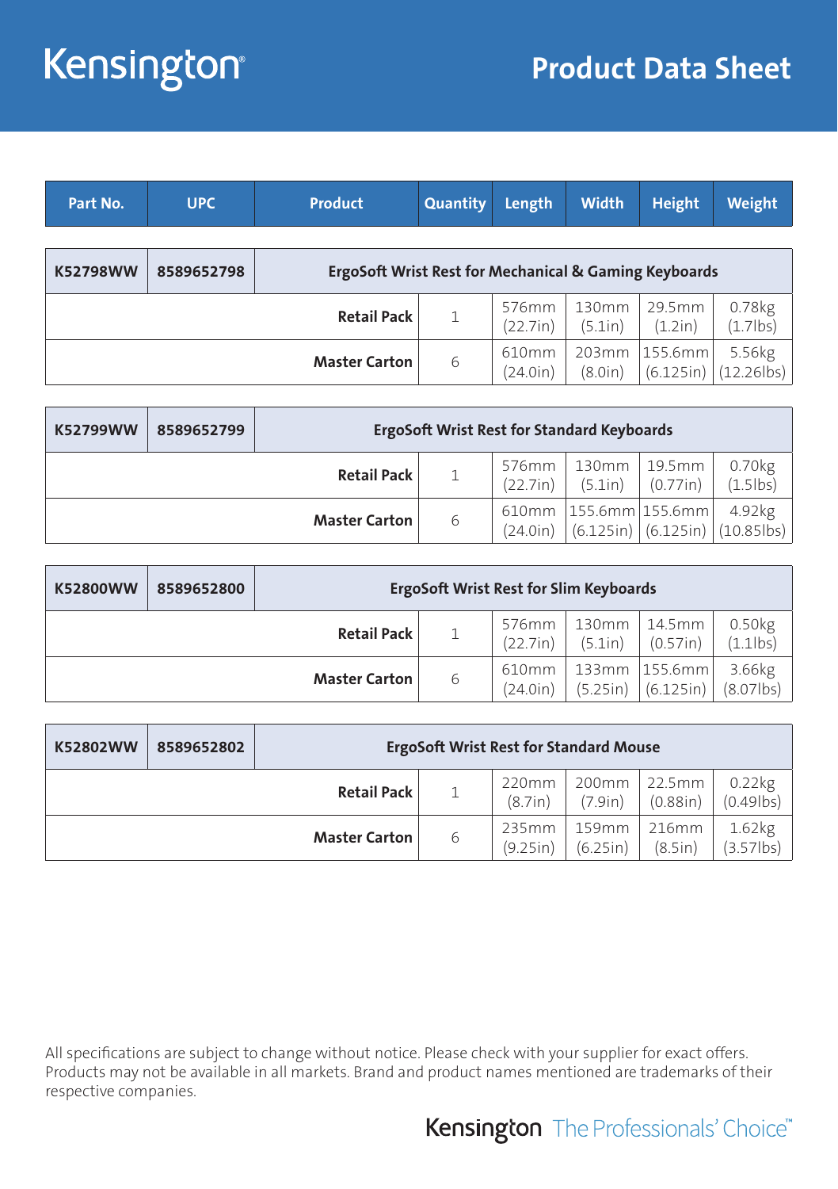# Product Data Sheet

| Part No. | UPC | Product | Quantity | Length | Width | Height | Weight |
|---|---|---|---|---|---|---|---|
| **K52798WW** | **8589652798** | **ErgoSoft Wrist Rest for Mechanical & Gaming Keyboards** | | | | | |
| | | **Retail Pack** | 1 | 576mm (22.7in) | 130mm (5.1in) | 29.5mm (1.2in) | 0.78kg (1.7lbs) |
| | | **Master Carton** | 6 | 610mm (24.0in) | 203mm (8.0in) | 155.6mm (6.125in) | 5.56kg (12.26lbs) |
| **K52799WW** | **8589652799** | **ErgoSoft Wrist Rest for Standard Keyboards** | | | | | |
| | | **Retail Pack** | 1 | 576mm (22.7in) | 130mm (5.1in) | 19.5mm (0.77in) | 0.70kg (1.5lbs) |
| | | **Master Carton** | 6 | 610mm (24.0in) | 155.6mm (6.125in) | 155.6mm (6.125in) | 4.92kg (10.85lbs) |
| **K52800WW** | **8589652800** | **ErgoSoft Wrist Rest for Slim Keyboards** | | | | | |
| | | **Retail Pack** | 1 | 576mm (22.7in) | 130mm (5.1in) | 14.5mm (0.57in) | 0.50kg (1.1lbs) |
| | | **Master Carton** | 6 | 610mm (24.0in) | 133mm (5.25in) | 155.6mm (6.125in) | 3.66kg (8.07lbs) |
| **K52802WW** | **8589652802** | **ErgoSoft Wrist Rest for Standard Mouse** | | | | | |
| | | **Retail Pack** | 1 | 220mm (8.7in) | 200mm (7.9in) | 22.5mm (0.88in) | 0.22kg (0.49lbs) |
| | | **Master Carton** | 6 | 235mm (9.25in) | 159mm (6.25in) | 216mm (8.5in) | 1.62kg (3.57lbs) |

All specifications are subject to change without notice. Please check with your supplier for exact offers. Products may not be available in all markets. Brand and product names mentioned are trademarks of their respective companies.

Kensington The Professionals' Choice™